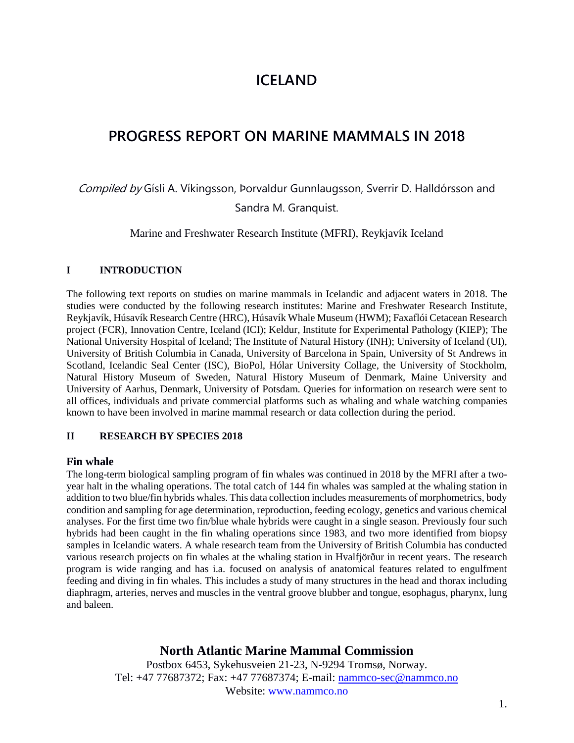# ICELAND

# PROGRESS REPORT ON MARINE MAMMALS IN 2018

*Compiled by* Gísli A. Víkingsson, Þorvaldur Gunnlaugsson, Sverrir D. Halldórsson and Sandra M. Granquist.

Marine and Freshwater Research Institute (MFRI), Reykjavík Iceland

## I INTRODUCTION

The following text reports on studies on marine mammals in Icelandic and adjacent waters in 2018. The studies were conducted by the following research institutes: Marine and Freshwater Research Institute, Reykjavík, Húsavík Research Centre (HRC), Húsavík Whale Museum (HWM); Faxaflói Cetacean Research project (FCR), Innovation Centre, Iceland (ICI); Keldur, Institute for Experimental Pathology (KIEP); The National University Hospital of Iceland; The Institute of Natural History (INH); University of Iceland (UI), University of British Columbia in Canada, University of Barcelona in Spain, University of St Andrews in Scotland, Icelandic Seal Center (ISC), BioPol, Hólar University Collage, the University of Stockholm, Natural History Museum of Sweden, Natural History Museum of Denmark, Maine University and University of Aarhus, Denmark, University of Potsdam. Queries for information on research were sent to all offices, individuals and private commercial platforms such as whaling and whale watching companies known to have been involved in marine mammal research or data collection during the period.

## II RESEARCH BY SPECIES 2018

### Fin whale

The long-term biological sampling program of fin whales was continued in 2018 by the MFRI after a two-year halt in the whaling operations. The total catch of 144 fin whales was sampled at the whaling station in addition to two blue/fin hybrids whales. This data collection includes measurements of morphometrics, body condition and sampling for age determination, reproduction, feeding ecology, genetics and various chemical analyses. For the first time two fin/blue whale hybrids were caught in a single season. Previously four such hybrids had been caught in the fin whaling operations since 1983, and two more identified from biopsy samples in Icelandic waters. A whale research team from the University of British Columbia has conducted various research projects on fin whales at the whaling station in Hvalfjörður in recent years. The research program is wide ranging and has i.a. focused on analysis of anatomical features related to engulfment feeding and diving in fin whales. This includes a study of many structures in the head and thorax including diaphragm, arteries, nerves and muscles in the ventral groove blubber and tongue, esophagus, pharynx, lung and baleen.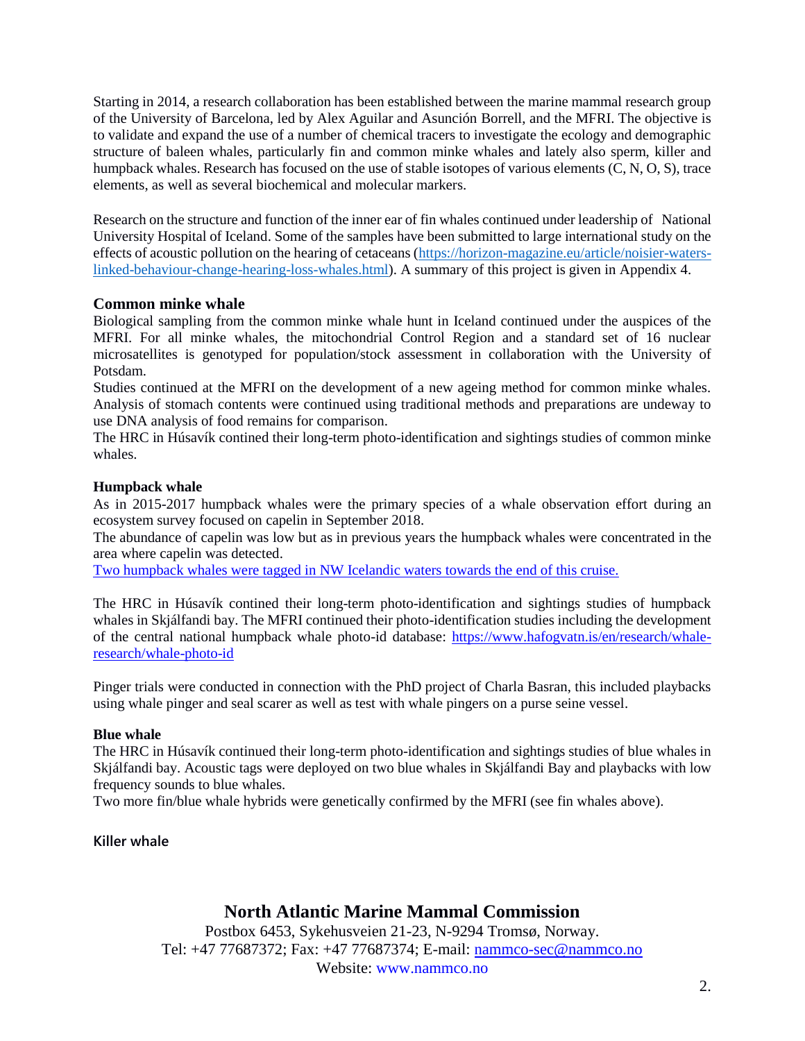Starting in 2014, a research collaboration has been established between the marine mammal research group of the University of Barcelona, led by Alex Aguilar and Asunción Borrell, and the MFRI. The objective is to validate and expand the use of a number of chemical tracers to investigate the ecology and demographic structure of baleen whales, particularly fin and common minke whales and lately also sperm, killer and humpback whales. Research has focused on the use of stable isotopes of various elements (C, N, O, S), trace elements, as well as several biochemical and molecular markers.

Research on the structure and function of the inner ear of fin whales continued under leadership of National University Hospital of Iceland. Some of the samples have been submitted to large international study on the effects of acoustic pollution on the hearing of cetaceans ([https://horizon-magazine.eu/article/noisier-waters-linked-behaviour-change-hearing-loss-whales.html](https://horizon-magazine.eu/article/noisier-waters-linked-behaviour-change-hearing-loss-whales.html)). A summary of this project is given in Appendix 4.

### Common minke whale

Biological sampling from the common minke whale hunt in Iceland continued under the auspices of the MFRI. For all minke whales, the mitochondrial Control Region and a standard set of 16 nuclear microsatellites is genotyped for population/stock assessment in collaboration with the University of Potsdam.
Studies continued at the MFRI on the development of a new ageing method for common minke whales. Analysis of stomach contents were continued using traditional methods and preparations are undeway to use DNA analysis of food remains for comparison.
The HRC in Húsavík contined their long-term photo-identification and sightings studies of common minke whales.

#### Humpback whale

As in 2015-2017 humpback whales were the primary species of a whale observation effort during an ecosystem survey focused on capelin in September 2018.
The abundance of capelin was low but as in previous years the humpback whales were concentrated in the area where capelin was detected.
Two humpback whales were tagged in NW Icelandic waters towards the end of this cruise.

The HRC in Húsavík contined their long-term photo-identification and sightings studies of humpback whales in Skjálfandi bay. The MFRI continued their photo-identification studies including the development of the central national humpback whale photo-id database: [https://www.hafogvatn.is/en/research/whale-research/whale-photo-id](https://www.hafogvatn.is/en/research/whale-research/whale-photo-id)

Pinger trials were conducted in connection with the PhD project of Charla Basran, this included playbacks using whale pinger and seal scarer as well as test with whale pingers on a purse seine vessel.

#### Blue whale

The HRC in Húsavík continued their long-term photo-identification and sightings studies of blue whales in Skjálfandi bay. Acoustic tags were deployed on two blue whales in Skjálfandi Bay and playbacks with low frequency sounds to blue whales.
Two more fin/blue whale hybrids were genetically confirmed by the MFRI (see fin whales above).

#### Killer whale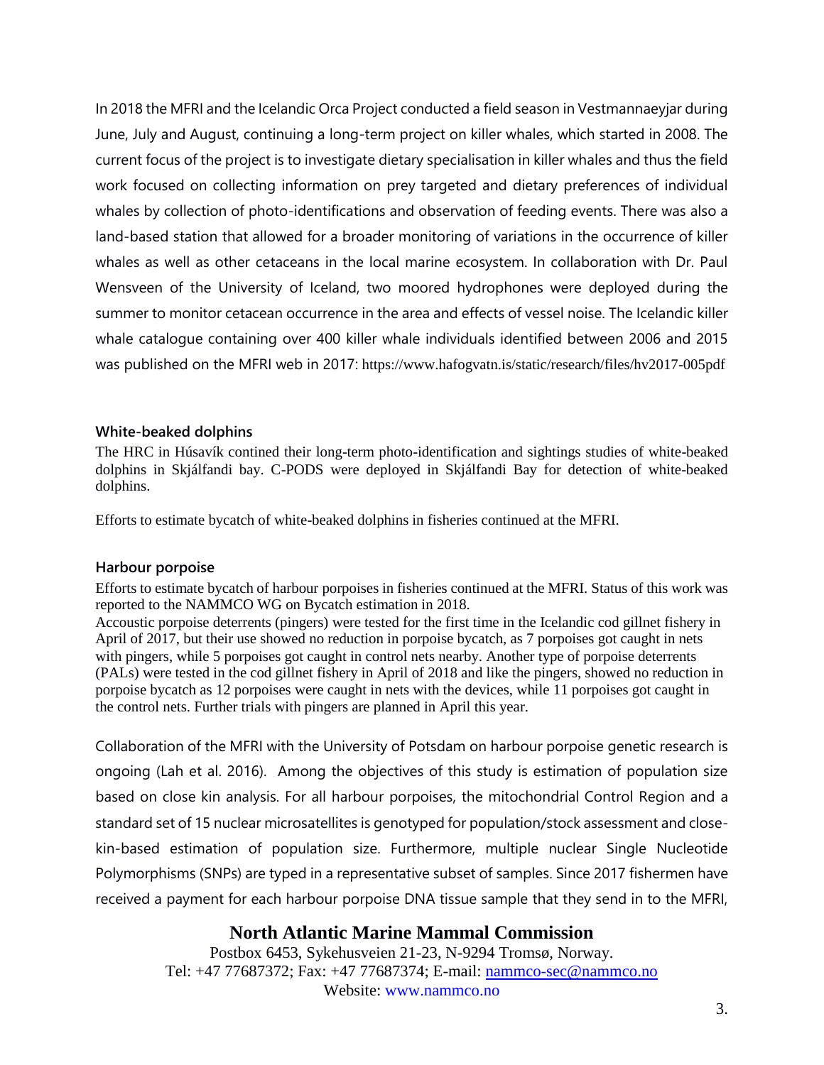In 2018 the MFRI and the Icelandic Orca Project conducted a field season in Vestmannaeyjar during June, July and August, continuing a long-term project on killer whales, which started in 2008. The current focus of the project is to investigate dietary specialisation in killer whales and thus the field work focused on collecting information on prey targeted and dietary preferences of individual whales by collection of photo-identifications and observation of feeding events. There was also a land-based station that allowed for a broader monitoring of variations in the occurrence of killer whales as well as other cetaceans in the local marine ecosystem. In collaboration with Dr. Paul Wensveen of the University of Iceland, two moored hydrophones were deployed during the summer to monitor cetacean occurrence in the area and effects of vessel noise. The Icelandic killer whale catalogue containing over 400 killer whale individuals identified between 2006 and 2015 was published on the MFRI web in 2017: https://www.hafogvatn.is/static/research/files/hv2017-005pdf

### White-beaked dolphins

The HRC in Húsavík contined their long-term photo-identification and sightings studies of white-beaked dolphins in Skjálfandi bay. C-PODS were deployed in Skjálfandi Bay for detection of white-beaked dolphins.

Efforts to estimate bycatch of white-beaked dolphins in fisheries continued at the MFRI.

### Harbour porpoise

Efforts to estimate bycatch of harbour porpoises in fisheries continued at the MFRI. Status of this work was reported to the NAMMCO WG on Bycatch estimation in 2018.
Accoustic porpoise deterrents (pingers) were tested for the first time in the Icelandic cod gillnet fishery in April of 2017, but their use showed no reduction in porpoise bycatch, as 7 porpoises got caught in nets with pingers, while 5 porpoises got caught in control nets nearby. Another type of porpoise deterrents (PALs) were tested in the cod gillnet fishery in April of 2018 and like the pingers, showed no reduction in porpoise bycatch as 12 porpoises were caught in nets with the devices, while 11 porpoises got caught in the control nets. Further trials with pingers are planned in April this year.

Collaboration of the MFRI with the University of Potsdam on harbour porpoise genetic research is ongoing (Lah et al. 2016). Among the objectives of this study is estimation of population size based on close kin analysis. For all harbour porpoises, the mitochondrial Control Region and a standard set of 15 nuclear microsatellites is genotyped for population/stock assessment and close-kin-based estimation of population size. Furthermore, multiple nuclear Single Nucleotide Polymorphisms (SNPs) are typed in a representative subset of samples. Since 2017 fishermen have received a payment for each harbour porpoise DNA tissue sample that they send in to the MFRI,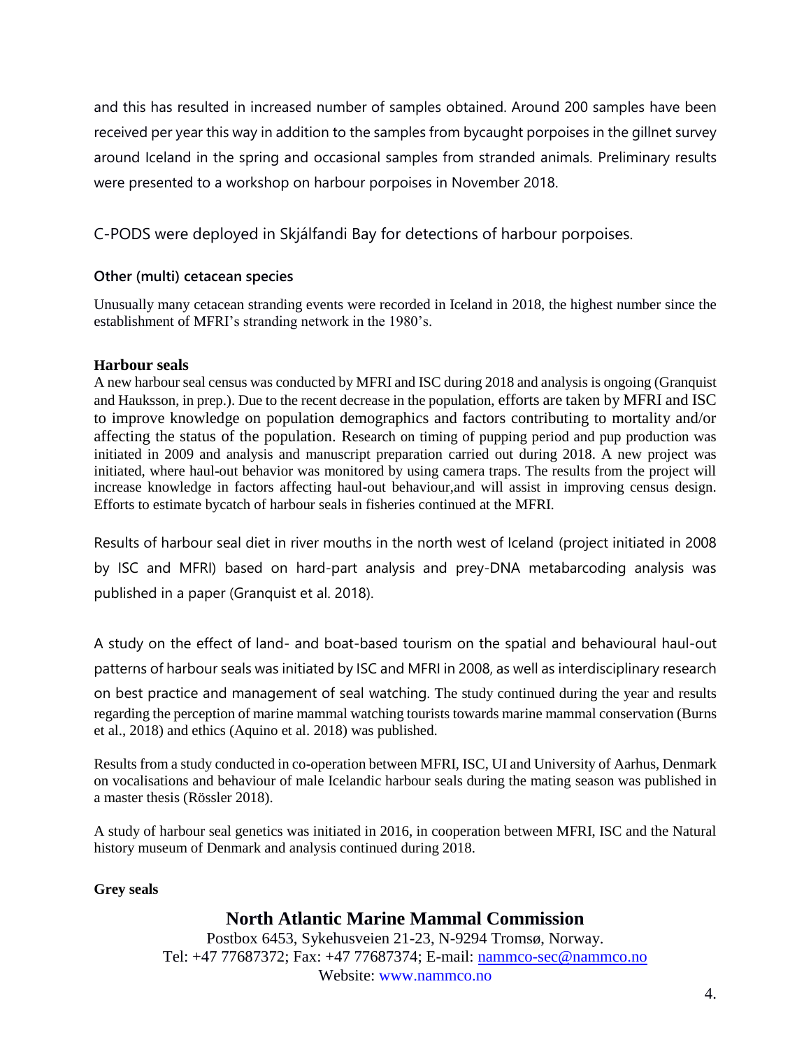and this has resulted in increased number of samples obtained. Around 200 samples have been received per year this way in addition to the samples from bycaught porpoises in the gillnet survey around Iceland in the spring and occasional samples from stranded animals. Preliminary results were presented to a workshop on harbour porpoises in November 2018.

C-PODS were deployed in Skjálfandi Bay for detections of harbour porpoises.

#### Other (multi) cetacean species

Unusually many cetacean stranding events were recorded in Iceland in 2018, the highest number since the establishment of MFRI's stranding network in the 1980's.

#### Harbour seals

A new harbour seal census was conducted by MFRI and ISC during 2018 and analysis is ongoing (Granquist and Hauksson, in prep.). Due to the recent decrease in the population, efforts are taken by MFRI and ISC to improve knowledge on population demographics and factors contributing to mortality and/or affecting the status of the population. Research on timing of pupping period and pup production was initiated in 2009 and analysis and manuscript preparation carried out during 2018. A new project was initiated, where haul-out behavior was monitored by using camera traps. The results from the project will increase knowledge in factors affecting haul-out behaviour,and will assist in improving census design. Efforts to estimate bycatch of harbour seals in fisheries continued at the MFRI.

Results of harbour seal diet in river mouths in the north west of Iceland (project initiated in 2008 by ISC and MFRI) based on hard-part analysis and prey-DNA metabarcoding analysis was published in a paper (Granquist et al. 2018).

A study on the effect of land- and boat-based tourism on the spatial and behavioural haul-out patterns of harbour seals was initiated by ISC and MFRI in 2008, as well as interdisciplinary research on best practice and management of seal watching. The study continued during the year and results regarding the perception of marine mammal watching tourists towards marine mammal conservation (Burns et al., 2018) and ethics (Aquino et al. 2018) was published.

Results from a study conducted in co-operation between MFRI, ISC, UI and University of Aarhus, Denmark on vocalisations and behaviour of male Icelandic harbour seals during the mating season was published in a master thesis (Rössler 2018).

A study of harbour seal genetics was initiated in 2016, in cooperation between MFRI, ISC and the Natural history museum of Denmark and analysis continued during 2018.

#### Grey seals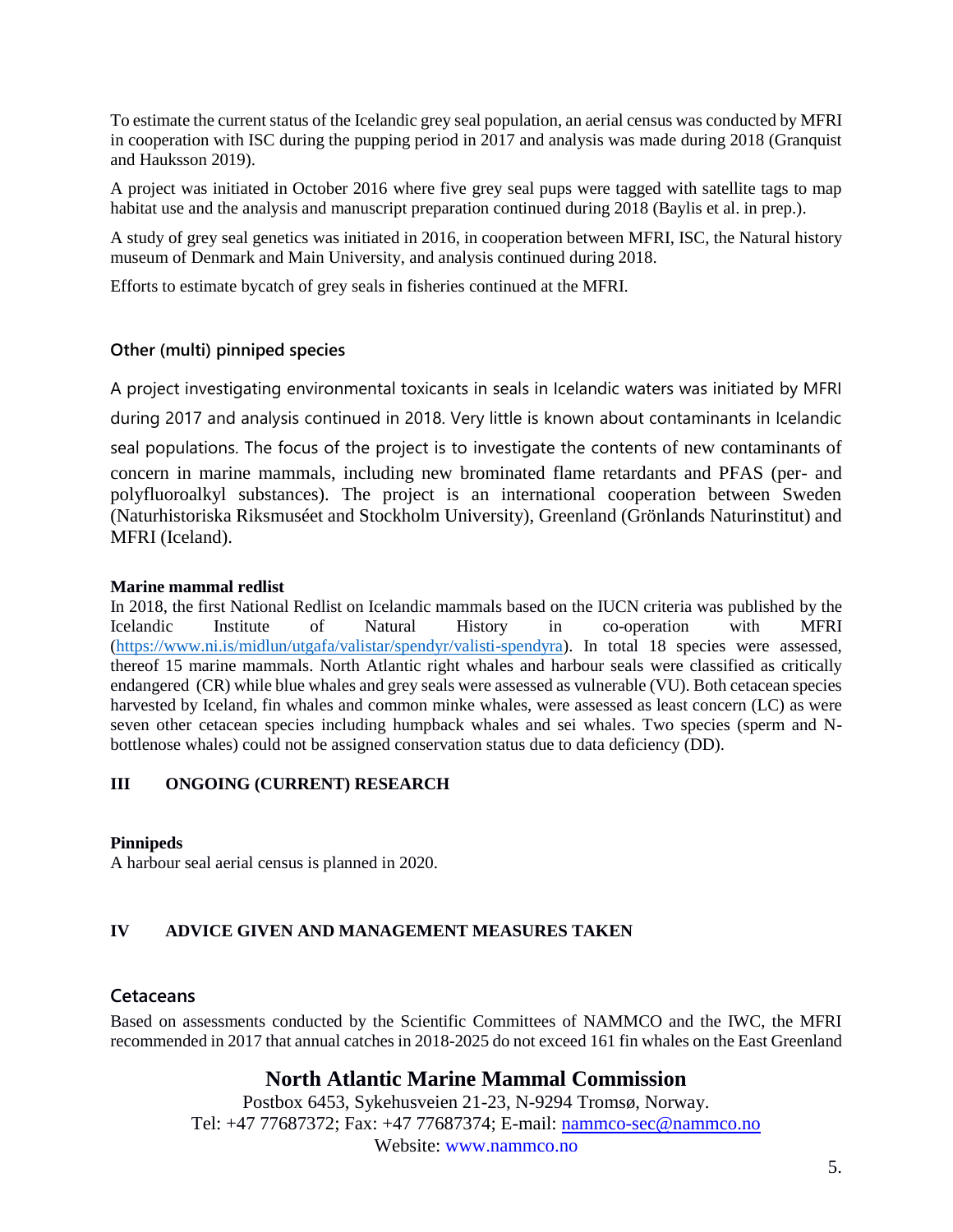To estimate the current status of the Icelandic grey seal population, an aerial census was conducted by MFRI in cooperation with ISC during the pupping period in 2017 and analysis was made during 2018 (Granquist and Hauksson 2019).

A project was initiated in October 2016 where five grey seal pups were tagged with satellite tags to map habitat use and the analysis and manuscript preparation continued during 2018 (Baylis et al. in prep.).

A study of grey seal genetics was initiated in 2016, in cooperation between MFRI, ISC, the Natural history museum of Denmark and Main University, and analysis continued during 2018.

Efforts to estimate bycatch of grey seals in fisheries continued at the MFRI.

### Other (multi) pinniped species

A project investigating environmental toxicants in seals in Icelandic waters was initiated by MFRI during 2017 and analysis continued in 2018. Very little is known about contaminants in Icelandic seal populations. The focus of the project is to investigate the contents of new contaminants of concern in marine mammals, including new brominated flame retardants and PFAS (per- and polyfluoroalkyl substances). The project is an international cooperation between Sweden (Naturhistoriska Riksmuséet and Stockholm University), Greenland (Grönlands Naturinstitut) and MFRI (Iceland).

**Marine mammal redlist**

In 2018, the first National Redlist on Icelandic mammals based on the IUCN criteria was published by the Icelandic Institute of Natural History in co-operation with MFRI (https://www.ni.is/midlun/utgafa/valistar/spendyr/valisti-spendyra). In total 18 species were assessed, thereof 15 marine mammals. North Atlantic right whales and harbour seals were classified as critically endangered (CR) while blue whales and grey seals were assessed as vulnerable (VU). Both cetacean species harvested by Iceland, fin whales and common minke whales, were assessed as least concern (LC) as were seven other cetacean species including humpback whales and sei whales. Two species (sperm and N-bottlenose whales) could not be assigned conservation status due to data deficiency (DD).

## III ONGOING (CURRENT) RESEARCH

**Pinnipeds**

A harbour seal aerial census is planned in 2020.

## IV ADVICE GIVEN AND MANAGEMENT MEASURES TAKEN

### Cetaceans

Based on assessments conducted by the Scientific Committees of NAMMCO and the IWC, the MFRI recommended in 2017 that annual catches in 2018-2025 do not exceed 161 fin whales on the East Greenland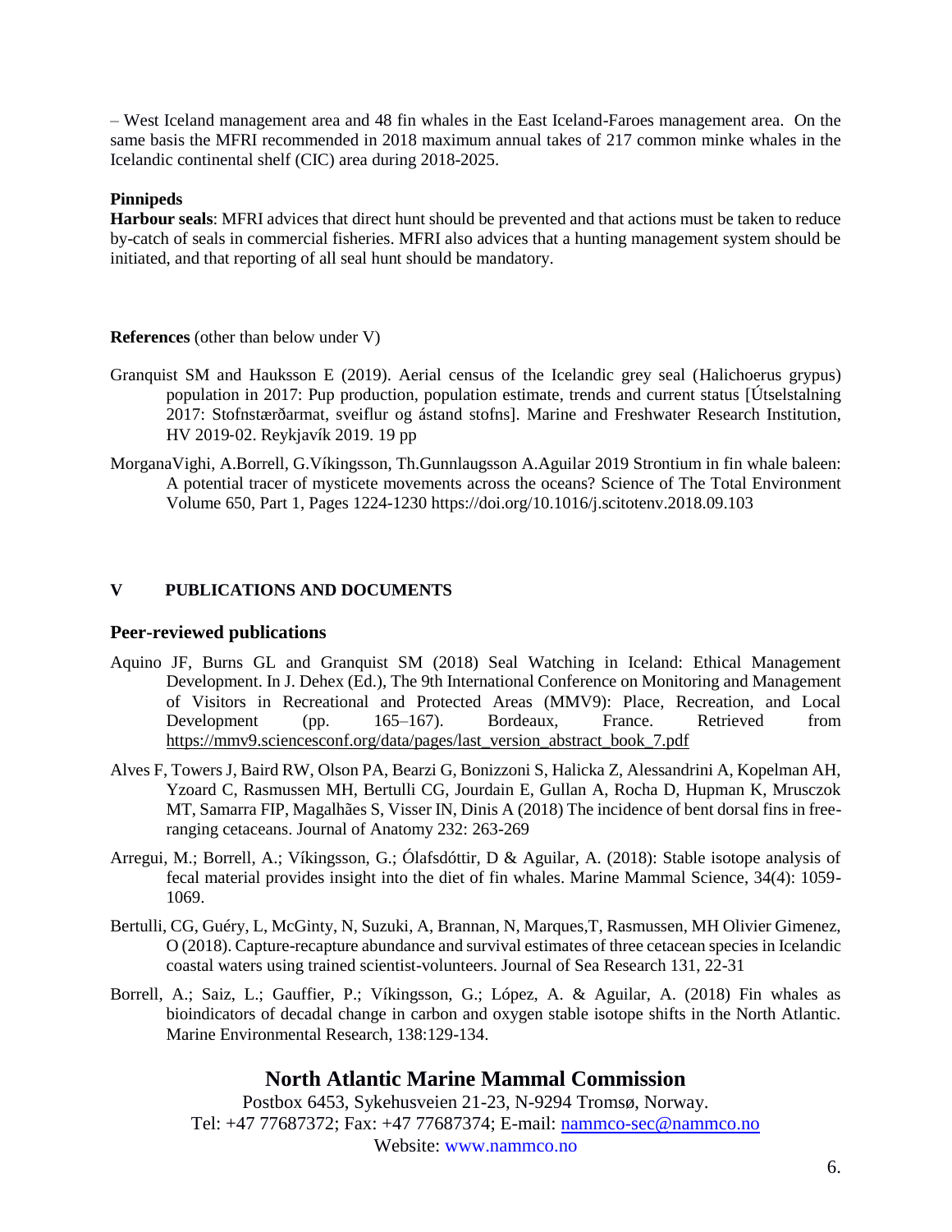– West Iceland management area and 48 fin whales in the East Iceland-Faroes management area. On the same basis the MFRI recommended in 2018 maximum annual takes of 217 common minke whales in the Icelandic continental shelf (CIC) area during 2018-2025.

**Pinnipeds**

**Harbour seals**: MFRI advices that direct hunt should be prevented and that actions must be taken to reduce by-catch of seals in commercial fisheries. MFRI also advices that a hunting management system should be initiated, and that reporting of all seal hunt should be mandatory.

**References** (other than below under V)

Granquist SM and Hauksson E (2019). Aerial census of the Icelandic grey seal (Halichoerus grypus) population in 2017: Pup production, population estimate, trends and current status [Útselstalning 2017: Stofnstærðarmat, sveiflur og ástand stofns]. Marine and Freshwater Research Institution, HV 2019-02. Reykjavík 2019. 19 pp

MorganaVighi, A.Borrell, G.Víkingsson, Th.Gunnlaugsson A.Aguilar 2019 Strontium in fin whale baleen: A potential tracer of mysticete movements across the oceans? Science of The Total Environment Volume 650, Part 1, Pages 1224-1230 https://doi.org/10.1016/j.scitotenv.2018.09.103

## V PUBLICATIONS AND DOCUMENTS

### Peer-reviewed publications

Aquino JF, Burns GL and Granquist SM (2018) Seal Watching in Iceland: Ethical Management Development. In J. Dehex (Ed.), The 9th International Conference on Monitoring and Management of Visitors in Recreational and Protected Areas (MMV9): Place, Recreation, and Local Development (pp. 165–167). Bordeaux, France. Retrieved from https://mmv9.sciencesconf.org/data/pages/last_version_abstract_book_7.pdf

Alves F, Towers J, Baird RW, Olson PA, Bearzi G, Bonizzoni S, Halicka Z, Alessandrini A, Kopelman AH, Yzoard C, Rasmussen MH, Bertulli CG, Jourdain E, Gullan A, Rocha D, Hupman K, Mrusczok MT, Samarra FIP, Magalhães S, Visser IN, Dinis A (2018) The incidence of bent dorsal fins in free-ranging cetaceans. Journal of Anatomy 232: 263-269

Arregui, M.; Borrell, A.; Víkingsson, G.; Ólafsdóttir, D & Aguilar, A. (2018): Stable isotope analysis of fecal material provides insight into the diet of fin whales. Marine Mammal Science, 34(4): 1059-1069.

Bertulli, CG, Guéry, L, McGinty, N, Suzuki, A, Brannan, N, Marques,T, Rasmussen, MH Olivier Gimenez, O (2018). Capture-recapture abundance and survival estimates of three cetacean species in Icelandic coastal waters using trained scientist-volunteers. Journal of Sea Research 131, 22-31

Borrell, A.; Saiz, L.; Gauffier, P.; Víkingsson, G.; López, A. & Aguilar, A. (2018) Fin whales as bioindicators of decadal change in carbon and oxygen stable isotope shifts in the North Atlantic. Marine Environmental Research, 138:129-134.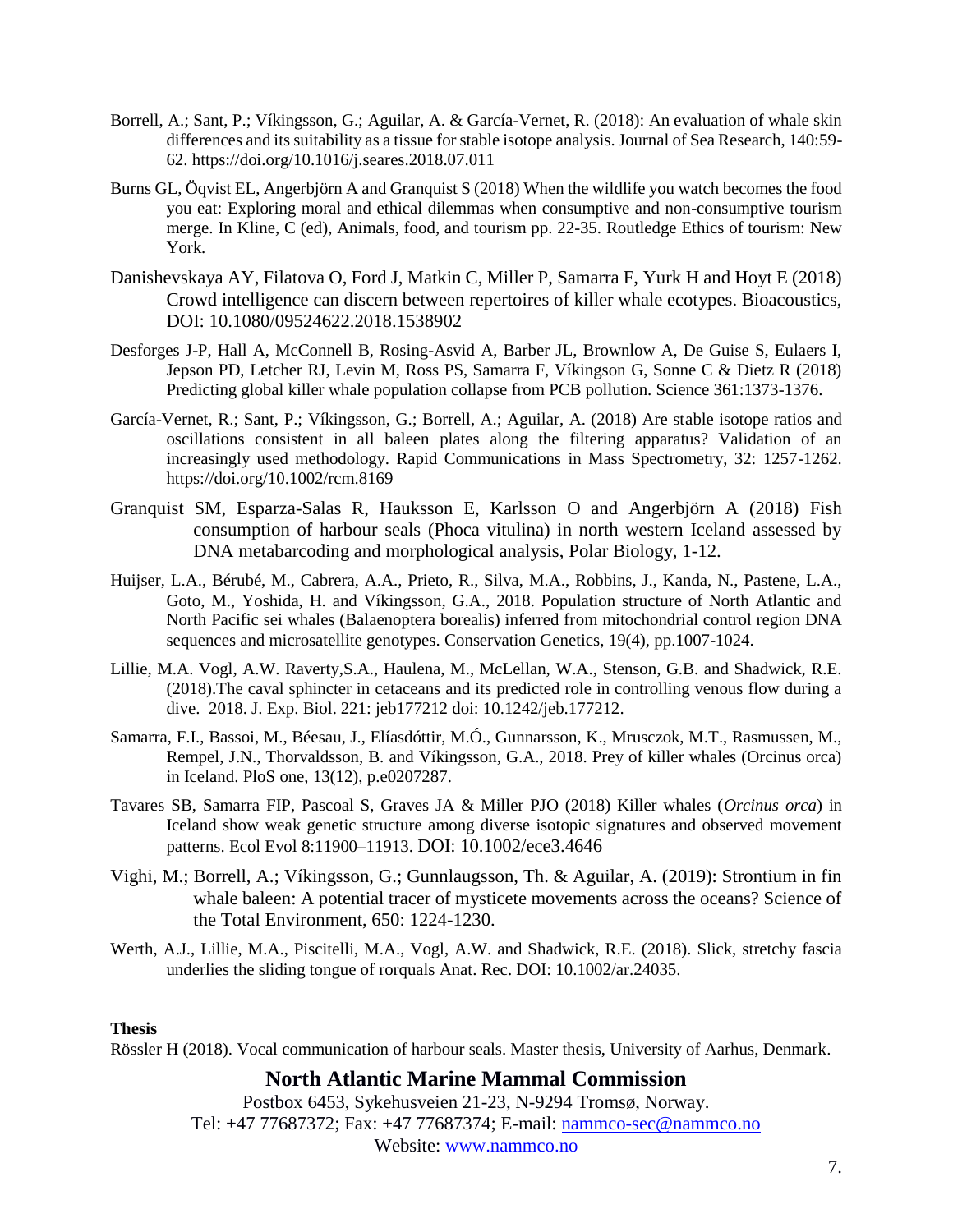Borrell, A.; Sant, P.; Víkingsson, G.; Aguilar, A. & García-Vernet, R. (2018): An evaluation of whale skin differences and its suitability as a tissue for stable isotope analysis. Journal of Sea Research, 140:59-62. https://doi.org/10.1016/j.seares.2018.07.011

Burns GL, Öqvist EL, Angerbjörn A and Granquist S (2018) When the wildlife you watch becomes the food you eat: Exploring moral and ethical dilemmas when consumptive and non-consumptive tourism merge. In Kline, C (ed), Animals, food, and tourism pp. 22-35. Routledge Ethics of tourism: New York.

Danishevskaya AY, Filatova O, Ford J, Matkin C, Miller P, Samarra F, Yurk H and Hoyt E (2018) Crowd intelligence can discern between repertoires of killer whale ecotypes. Bioacoustics, DOI: 10.1080/09524622.2018.1538902

Desforges J-P, Hall A, McConnell B, Rosing-Asvid A, Barber JL, Brownlow A, De Guise S, Eulaers I, Jepson PD, Letcher RJ, Levin M, Ross PS, Samarra F, Víkingson G, Sonne C & Dietz R (2018) Predicting global killer whale population collapse from PCB pollution. Science 361:1373-1376.

García-Vernet, R.; Sant, P.; Víkingsson, G.; Borrell, A.; Aguilar, A. (2018) Are stable isotope ratios and oscillations consistent in all baleen plates along the filtering apparatus? Validation of an increasingly used methodology. Rapid Communications in Mass Spectrometry, 32: 1257-1262. https://doi.org/10.1002/rcm.8169

Granquist SM, Esparza-Salas R, Hauksson E, Karlsson O and Angerbjörn A (2018) Fish consumption of harbour seals (Phoca vitulina) in north western Iceland assessed by DNA metabarcoding and morphological analysis, Polar Biology, 1-12.

Huijser, L.A., Bérubé, M., Cabrera, A.A., Prieto, R., Silva, M.A., Robbins, J., Kanda, N., Pastene, L.A., Goto, M., Yoshida, H. and Víkingsson, G.A., 2018. Population structure of North Atlantic and North Pacific sei whales (Balaenoptera borealis) inferred from mitochondrial control region DNA sequences and microsatellite genotypes. Conservation Genetics, 19(4), pp.1007-1024.

Lillie, M.A. Vogl, A.W. Raverty,S.A., Haulena, M., McLellan, W.A., Stenson, G.B. and Shadwick, R.E. (2018).The caval sphincter in cetaceans and its predicted role in controlling venous flow during a dive. 2018. J. Exp. Biol. 221: jeb177212 doi: 10.1242/jeb.177212.

Samarra, F.I., Bassoi, M., Béesau, J., Elíasdóttir, M.Ó., Gunnarsson, K., Mrusczok, M.T., Rasmussen, M., Rempel, J.N., Thorvaldsson, B. and Víkingsson, G.A., 2018. Prey of killer whales (Orcinus orca) in Iceland. PloS one, 13(12), p.e0207287.

Tavares SB, Samarra FIP, Pascoal S, Graves JA & Miller PJO (2018) Killer whales (*Orcinus orca*) in Iceland show weak genetic structure among diverse isotopic signatures and observed movement patterns. Ecol Evol 8:11900–11913. DOI: 10.1002/ece3.4646

Vighi, M.; Borrell, A.; Víkingsson, G.; Gunnlaugsson, Th. & Aguilar, A. (2019): Strontium in fin whale baleen: A potential tracer of mysticete movements across the oceans? Science of the Total Environment, 650: 1224-1230.

Werth, A.J., Lillie, M.A., Piscitelli, M.A., Vogl, A.W. and Shadwick, R.E. (2018). Slick, stretchy fascia underlies the sliding tongue of rorquals Anat. Rec. DOI: 10.1002/ar.24035.

**Thesis**

Rössler H (2018). Vocal communication of harbour seals. Master thesis, University of Aarhus, Denmark.

**North Atlantic Marine Mammal Commission**

Postbox 6453, Sykehusveien 21-23, N-9294 Tromsø, Norway.
Tel: +47 77687372; Fax: +47 77687374; E-mail: nammco-sec@nammco.no
Website: www.nammco.no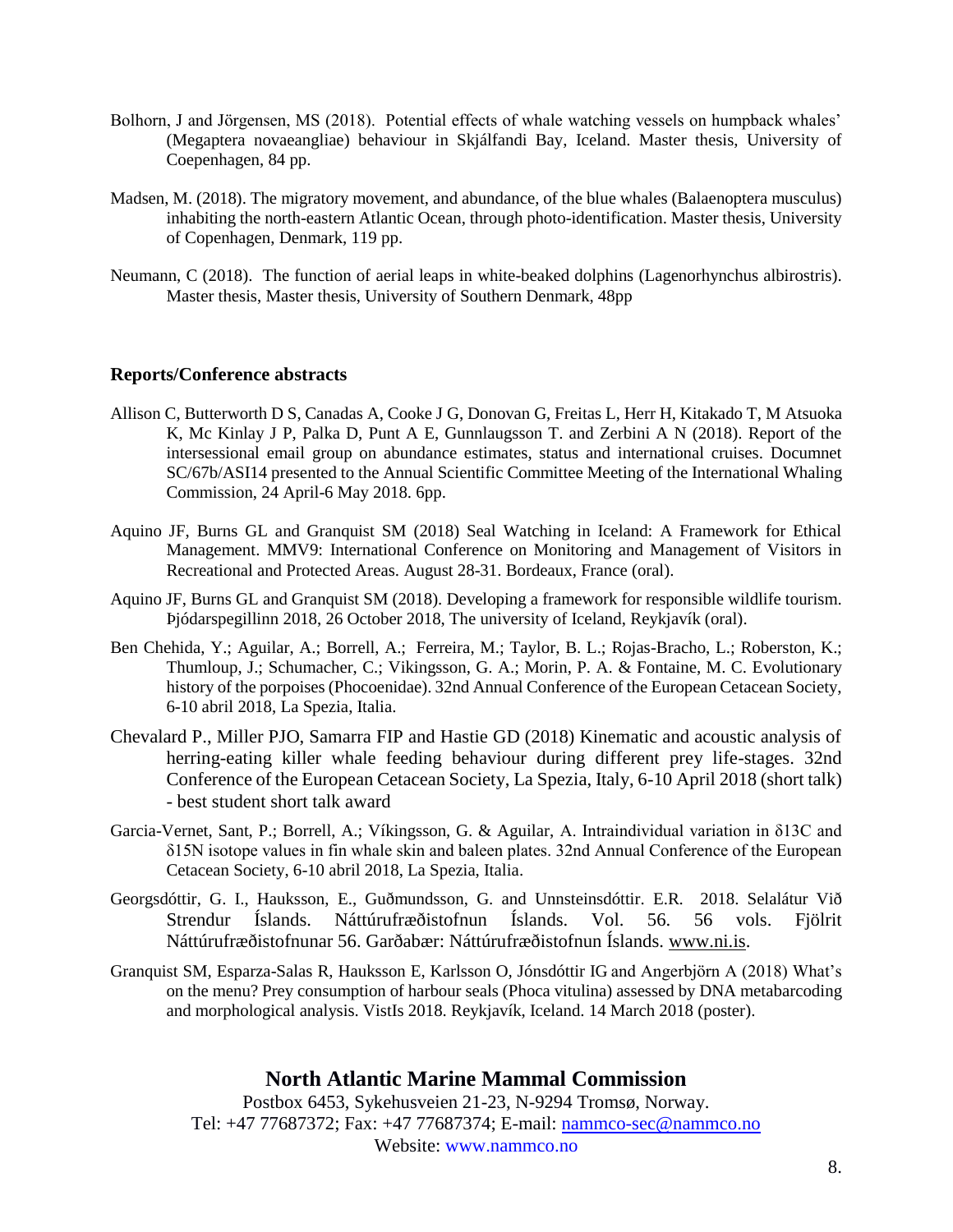Bolhorn, J and Jörgensen, MS (2018). Potential effects of whale watching vessels on humpback whales' (Megaptera novaeangliae) behaviour in Skjálfandi Bay, Iceland. Master thesis, University of Coepenhagen, 84 pp.

Madsen, M. (2018). The migratory movement, and abundance, of the blue whales (Balaenoptera musculus) inhabiting the north-eastern Atlantic Ocean, through photo-identification. Master thesis, University of Copenhagen, Denmark, 119 pp.

Neumann, C (2018). The function of aerial leaps in white-beaked dolphins (Lagenorhynchus albirostris). Master thesis, Master thesis, University of Southern Denmark, 48pp

## Reports/Conference abstracts

Allison C, Butterworth D S, Canadas A, Cooke J G, Donovan G, Freitas L, Herr H, Kitakado T, M Atsuoka K, Mc Kinlay J P, Palka D, Punt A E, Gunnlaugsson T. and Zerbini A N (2018). Report of the intersessional email group on abundance estimates, status and international cruises. Documnet SC/67b/ASI14 presented to the Annual Scientific Committee Meeting of the International Whaling Commission, 24 April-6 May 2018. 6pp.

Aquino JF, Burns GL and Granquist SM (2018) Seal Watching in Iceland: A Framework for Ethical Management. MMV9: International Conference on Monitoring and Management of Visitors in Recreational and Protected Areas. August 28-31. Bordeaux, France (oral).

Aquino JF, Burns GL and Granquist SM (2018). Developing a framework for responsible wildlife tourism. Þjóðarspegillinn 2018, 26 October 2018, The university of Iceland, Reykjavík (oral).

Ben Chehida, Y.; Aguilar, A.; Borrell, A.; Ferreira, M.; Taylor, B. L.; Rojas-Bracho, L.; Roberston, K.; Thumloup, J.; Schumacher, C.; Vikingsson, G. A.; Morin, P. A. & Fontaine, M. C. Evolutionary history of the porpoises (Phocoenidae). 32nd Annual Conference of the European Cetacean Society, 6-10 abril 2018, La Spezia, Italia.

Chevalard P., Miller PJO, Samarra FIP and Hastie GD (2018) Kinematic and acoustic analysis of herring-eating killer whale feeding behaviour during different prey life-stages. 32nd Conference of the European Cetacean Society, La Spezia, Italy, 6-10 April 2018 (short talk) - best student short talk award

Garcia-Vernet, Sant, P.; Borrell, A.; Víkingsson, G. & Aguilar, A. Intraindividual variation in $\delta^{13}C$ and $\delta^{15}N$ isotope values in fin whale skin and baleen plates. 32nd Annual Conference of the European Cetacean Society, 6-10 abril 2018, La Spezia, Italia.

Georgsdóttir, G. I., Hauksson, E., Guðmundsson, G. and Unnsteinsdóttir. E.R. 2018. Selalátur Við Strendur Íslands. Náttúrufræðistofnun Íslands. Vol. 56. 56 vols. Fjölrit Náttúrufræðistofnunar 56. Garðabær: Náttúrufræðistofnun Íslands. www.ni.is.

Granquist SM, Esparza-Salas R, Hauksson E, Karlsson O, Jónsdóttir IG and Angerbjörn A (2018) What's on the menu? Prey consumption of harbour seals (Phoca vitulina) assessed by DNA metabarcoding and morphological analysis. VistIs 2018. Reykjavík, Iceland. 14 March 2018 (poster).

**North Atlantic Marine Mammal Commission**
Postbox 6453, Sykehusveien 21-23, N-9294 Tromsø, Norway.
Tel: +47 77687372; Fax: +47 77687374; E-mail: nammco-sec@nammco.no
Website: www.nammco.no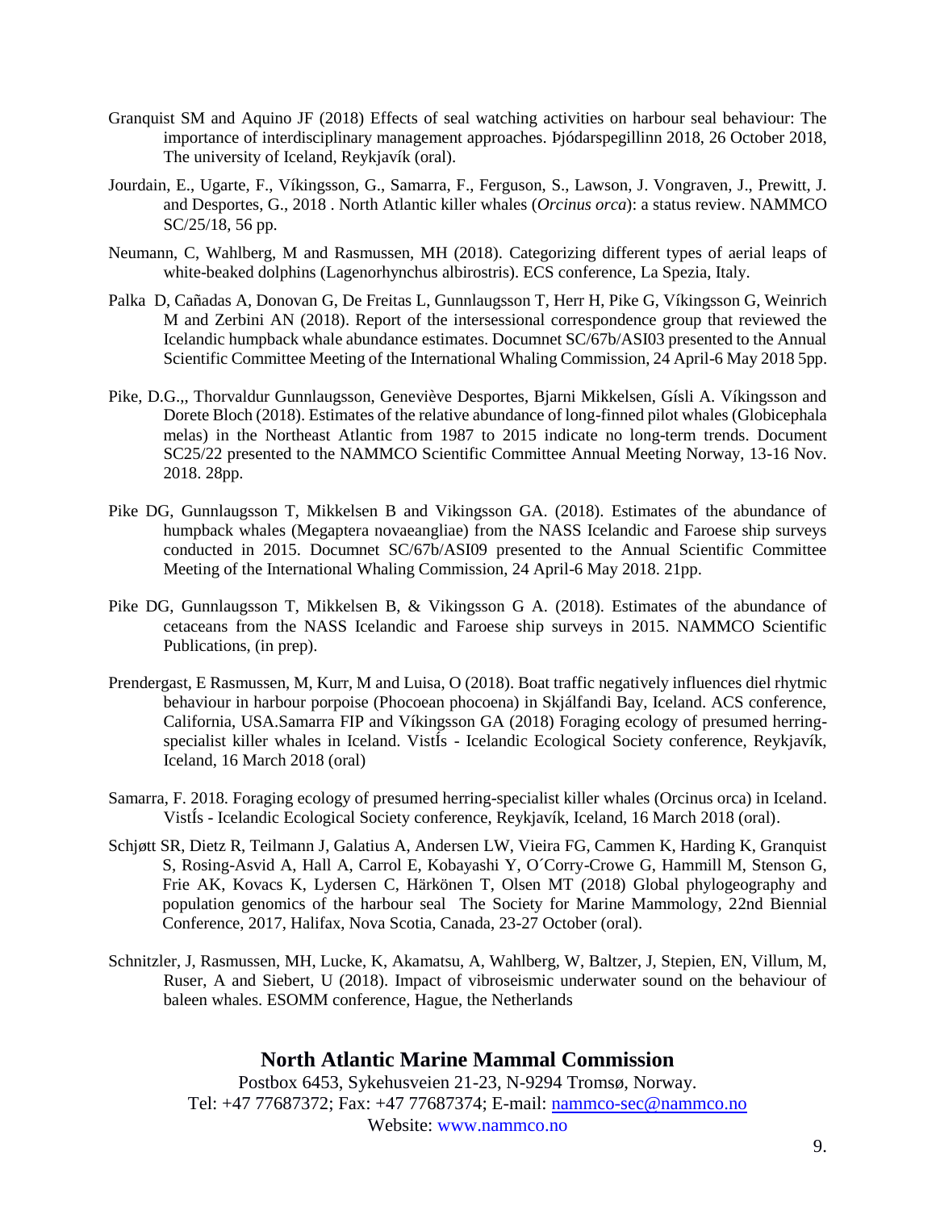Granquist SM and Aquino JF (2018) Effects of seal watching activities on harbour seal behaviour: The importance of interdisciplinary management approaches. Þjódarspegillinn 2018, 26 October 2018, The university of Iceland, Reykjavík (oral).

Jourdain, E., Ugarte, F., Víkingsson, G., Samarra, F., Ferguson, S., Lawson, J. Vongraven, J., Prewitt, J. and Desportes, G., 2018 . North Atlantic killer whales (*Orcinus orca*): a status review. NAMMCO SC/25/18, 56 pp.

Neumann, C, Wahlberg, M and Rasmussen, MH (2018). Categorizing different types of aerial leaps of white-beaked dolphins (Lagenorhynchus albirostris). ECS conference, La Spezia, Italy.

Palka D, Cañadas A, Donovan G, De Freitas L, Gunnlaugsson T, Herr H, Pike G, Víkingsson G, Weinrich M and Zerbini AN (2018). Report of the intersessional correspondence group that reviewed the Icelandic humpback whale abundance estimates. Documnet SC/67b/ASI03 presented to the Annual Scientific Committee Meeting of the International Whaling Commission, 24 April-6 May 2018 5pp.

Pike, D.G.,, Thorvaldur Gunnlaugsson, Geneviève Desportes, Bjarni Mikkelsen, Gísli A. Víkingsson and Dorete Bloch (2018). Estimates of the relative abundance of long-finned pilot whales (Globicephala melas) in the Northeast Atlantic from 1987 to 2015 indicate no long-term trends. Document SC25/22 presented to the NAMMCO Scientific Committee Annual Meeting Norway, 13-16 Nov. 2018. 28pp.

Pike DG, Gunnlaugsson T, Mikkelsen B and Vikingsson GA. (2018). Estimates of the abundance of humpback whales (Megaptera novaeangliae) from the NASS Icelandic and Faroese ship surveys conducted in 2015. Documnet SC/67b/ASI09 presented to the Annual Scientific Committee Meeting of the International Whaling Commission, 24 April-6 May 2018. 21pp.

Pike DG, Gunnlaugsson T, Mikkelsen B, & Vikingsson G A. (2018). Estimates of the abundance of cetaceans from the NASS Icelandic and Faroese ship surveys in 2015. NAMMCO Scientific Publications, (in prep).

Prendergast, E Rasmussen, M, Kurr, M and Luisa, O (2018). Boat traffic negatively influences diel rhytmic behaviour in harbour porpoise (Phocoean phocoena) in Skjálfandi Bay, Iceland. ACS conference, California, USA.Samarra FIP and Víkingsson GA (2018) Foraging ecology of presumed herring-specialist killer whales in Iceland. VistÍs - Icelandic Ecological Society conference, Reykjavík, Iceland, 16 March 2018 (oral)

Samarra, F. 2018. Foraging ecology of presumed herring-specialist killer whales (Orcinus orca) in Iceland. VistÍs - Icelandic Ecological Society conference, Reykjavík, Iceland, 16 March 2018 (oral).

Schjøtt SR, Dietz R, Teilmann J, Galatius A, Andersen LW, Vieira FG, Cammen K, Harding K, Granquist S, Rosing-Asvid A, Hall A, Carrol E, Kobayashi Y, O´Corry-Crowe G, Hammill M, Stenson G, Frie AK, Kovacs K, Lydersen C, Härkönen T, Olsen MT (2018) Global phylogeography and population genomics of the harbour seal The Society for Marine Mammology, 22nd Biennial Conference, 2017, Halifax, Nova Scotia, Canada, 23-27 October (oral).

Schnitzler, J, Rasmussen, MH, Lucke, K, Akamatsu, A, Wahlberg, W, Baltzer, J, Stepien, EN, Villum, M, Ruser, A and Siebert, U (2018). Impact of vibroseismic underwater sound on the behaviour of baleen whales. ESOMM conference, Hague, the Netherlands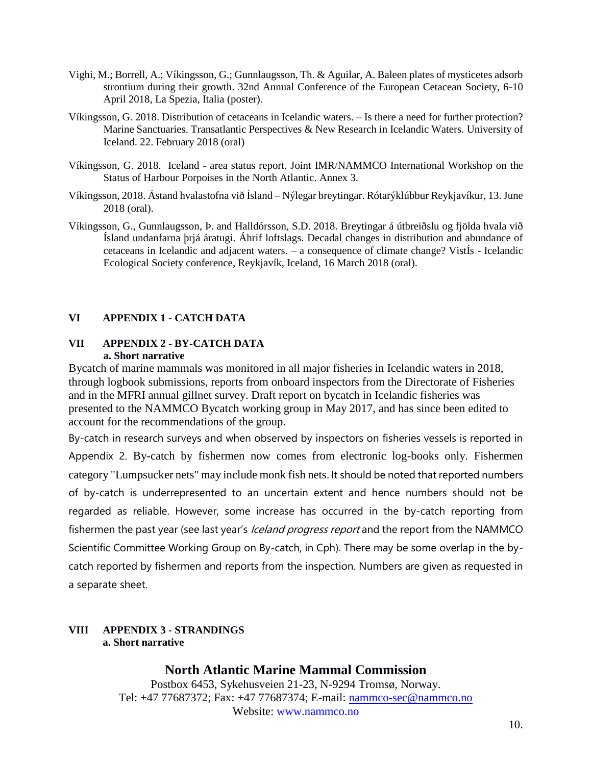Vighi, M.; Borrell, A.; Víkingsson, G.; Gunnlaugsson, Th. & Aguilar, A. Baleen plates of mysticetes adsorb strontium during their growth. 32nd Annual Conference of the European Cetacean Society, 6-10 April 2018, La Spezia, Italia (poster).

Víkingsson, G. 2018. Distribution of cetaceans in Icelandic waters. – Is there a need for further protection? Marine Sanctuaries. Transatlantic Perspectives & New Research in Icelandic Waters. University of Iceland. 22. February 2018 (oral)

Víkingsson, G. 2018. Iceland - area status report. Joint IMR/NAMMCO International Workshop on the Status of Harbour Porpoises in the North Atlantic. Annex 3.

Víkingsson, 2018. Ástand hvalastofna við Ísland – Nýlegar breytingar. Rótarýklúbbur Reykjavíkur, 13. June 2018 (oral).

Víkingsson, G., Gunnlaugsson, Þ. and Halldórsson, S.D. 2018. Breytingar á útbreiðslu og fjölda hvala við Ísland undanfarna þrjá áratugi. Áhrif loftslags. Decadal changes in distribution and abundance of cetaceans in Icelandic and adjacent waters. – a consequence of climate change? VistÍs - Icelandic Ecological Society conference, Reykjavík, Iceland, 16 March 2018 (oral).

## VI APPENDIX 1 - CATCH DATA

## VII APPENDIX 2 - BY-CATCH DATA

### a. Short narrative

Bycatch of marine mammals was monitored in all major fisheries in Icelandic waters in 2018, through logbook submissions, reports from onboard inspectors from the Directorate of Fisheries and in the MFRI annual gillnet survey. Draft report on bycatch in Icelandic fisheries was presented to the NAMMCO Bycatch working group in May 2017, and has since been edited to account for the recommendations of the group.

By-catch in research surveys and when observed by inspectors on fisheries vessels is reported in Appendix 2. By-catch by fishermen now comes from electronic log-books only. Fishermen category "Lumpsucker nets" may include monk fish nets. It should be noted that reported numbers of by-catch is underrepresented to an uncertain extent and hence numbers should not be regarded as reliable. However, some increase has occurred in the by-catch reporting from fishermen the past year (see last year's *Iceland progress report* and the report from the NAMMCO Scientific Committee Working Group on By-catch, in Cph). There may be some overlap in the by-catch reported by fishermen and reports from the inspection. Numbers are given as requested in a separate sheet.

## VIII APPENDIX 3 - STRANDINGS

### a. Short narrative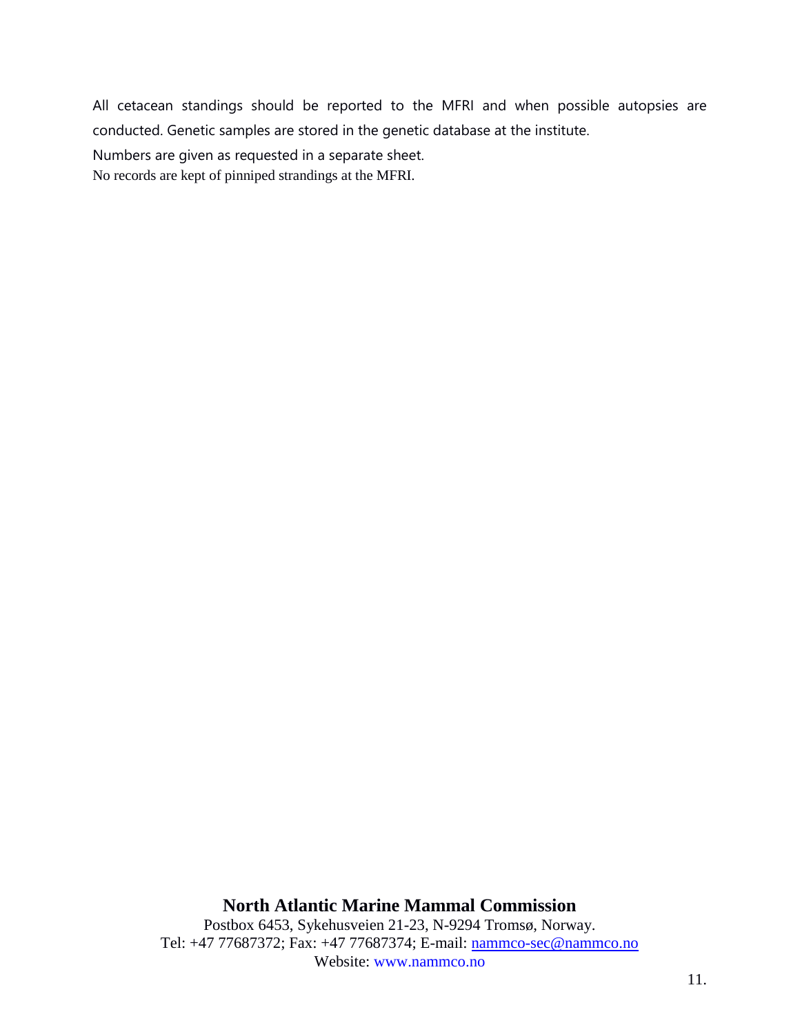All cetacean standings should be reported to the MFRI and when possible autopsies are conducted. Genetic samples are stored in the genetic database at the institute.

Numbers are given as requested in a separate sheet.

No records are kept of pinniped strandings at the MFRI.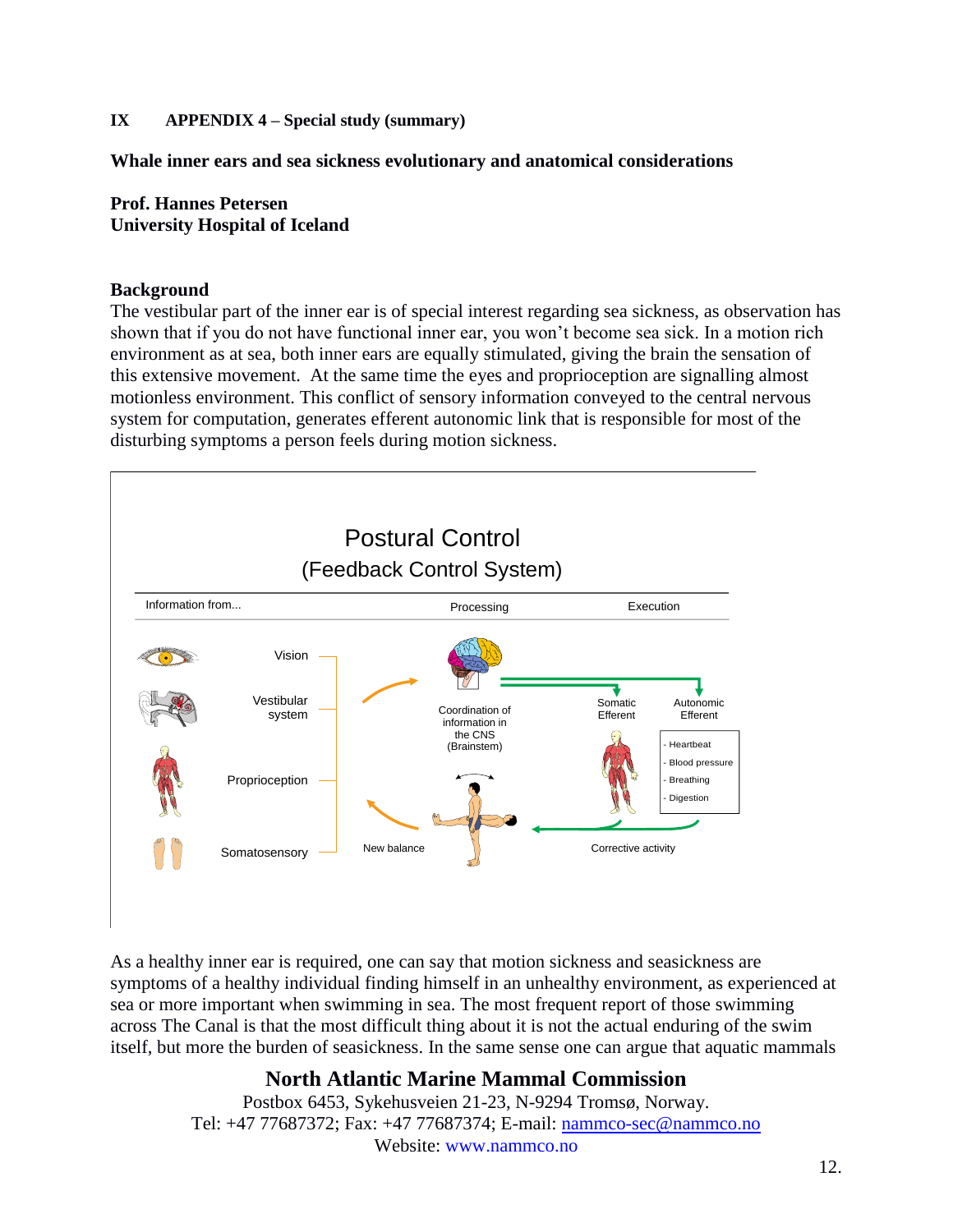**IX APPENDIX 4 – Special study (summary)**

## Whale inner ears and sea sickness evolutionary and anatomical considerations

**Prof. Hannes Petersen**
**University Hospital of Iceland**

### Background

The vestibular part of the inner ear is of special interest regarding sea sickness, as observation has shown that if you do not have functional inner ear, you won't become sea sick. In a motion rich environment as at sea, both inner ears are equally stimulated, giving the brain the sensation of this extensive movement. At the same time the eyes and proprioception are signalling almost motionless environment. This conflict of sensory information conveyed to the central nervous system for computation, generates efferent autonomic link that is responsible for most of the disturbing symptoms a person feels during motion sickness.

Postural Control
(Feedback Control System)

| Information from... | Processing | Execution |
|---|---|---|
| Vision | Coordination of information in the CNS (Brainstem) | Somatic Efferent |
| Vestibular system | | Autonomic Efferent: - Heartbeat - Blood pressure - Breathing - Digestion |
| Proprioception | New balance | Corrective activity |
| Somatosensory | | |

As a healthy inner ear is required, one can say that motion sickness and seasickness are symptoms of a healthy individual finding himself in an unhealthy environment, as experienced at sea or more important when swimming in sea. The most frequent report of those swimming across The Canal is that the most difficult thing about it is not the actual enduring of the swim itself, but more the burden of seasickness. In the same sense one can argue that aquatic mammals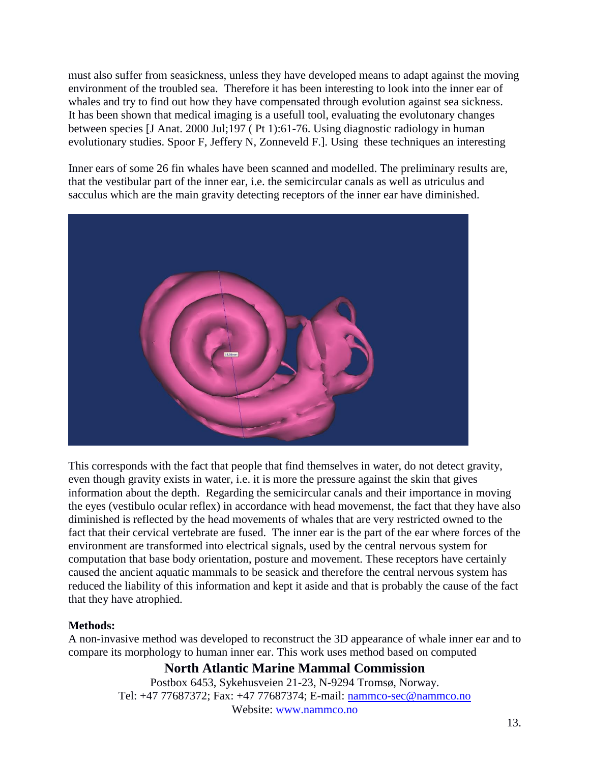must also suffer from seasickness, unless they have developed means to adapt against the moving environment of the troubled sea. Therefore it has been interesting to look into the inner ear of whales and try to find out how they have compensated through evolution against sea sickness. It has been shown that medical imaging is a usefull tool, evaluating the evolutonary changes between species [J Anat. 2000 Jul;197 ( Pt 1):61-76. Using diagnostic radiology in human evolutionary studies. Spoor F, Jeffery N, Zonneveld F.]. Using these techniques an interesting

Inner ears of some 26 fin whales have been scanned and modelled. The preliminary results are, that the vestibular part of the inner ear, i.e. the semicircular canals as well as utriculus and sacculus which are the main gravity detecting receptors of the inner ear have diminished.

This corresponds with the fact that people that find themselves in water, do not detect gravity, even though gravity exists in water, i.e. it is more the pressure against the skin that gives information about the depth. Regarding the semicircular canals and their importance in moving the eyes (vestibulo ocular reflex) in accordance with head movemenst, the fact that they have also diminished is reflected by the head movements of whales that are very restricted owned to the fact that their cervical vertebrate are fused. The inner ear is the part of the ear where forces of the environment are transformed into electrical signals, used by the central nervous system for computation that base body orientation, posture and movement. These receptors have certainly caused the ancient aquatic mammals to be seasick and therefore the central nervous system has reduced the liability of this information and kept it aside and that is probably the cause of the fact that they have atrophied.

**Methods:**

A non-invasive method was developed to reconstruct the 3D appearance of whale inner ear and to compare its morphology to human inner ear. This work uses method based on computed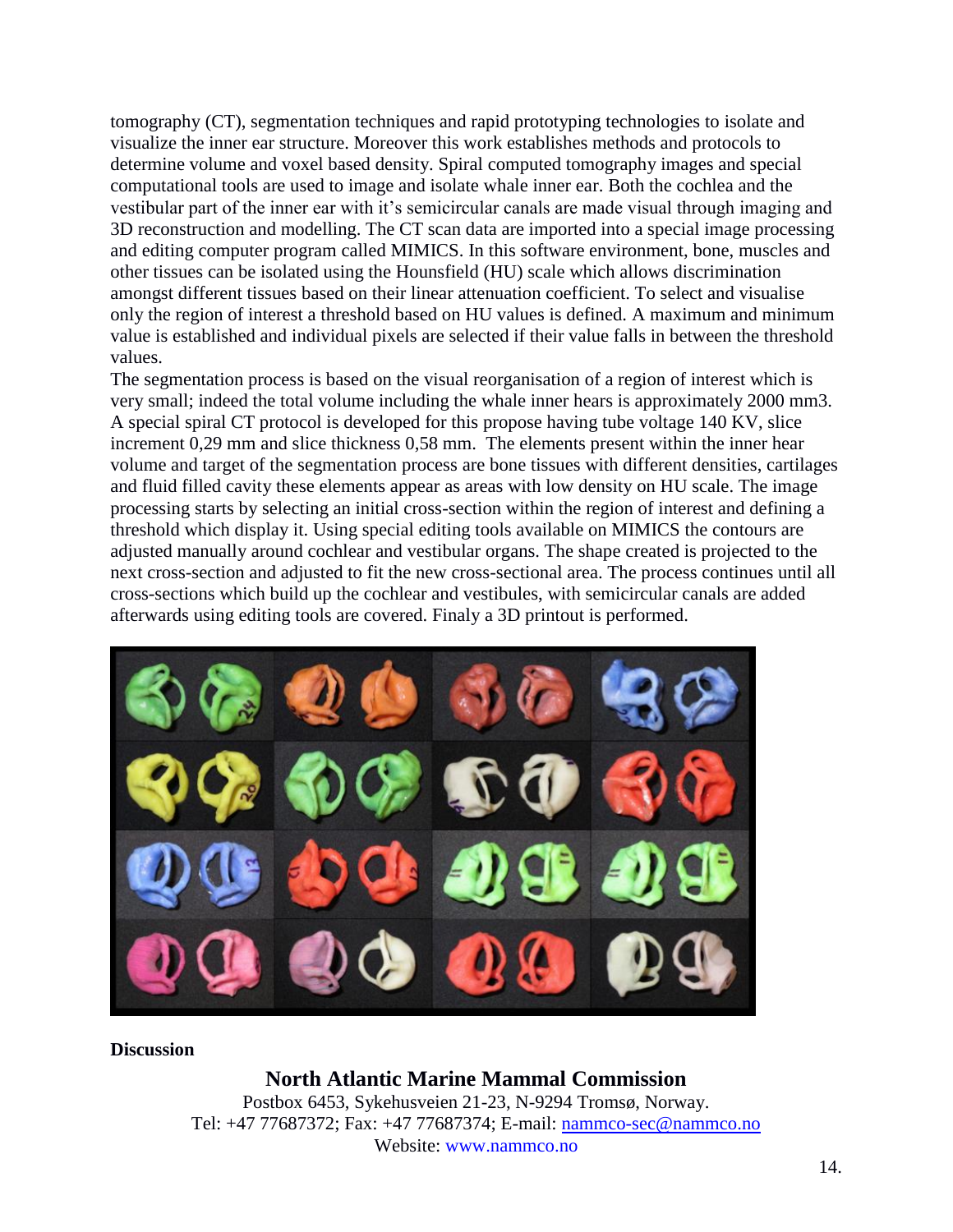tomography (CT), segmentation techniques and rapid prototyping technologies to isolate and visualize the inner ear structure. Moreover this work establishes methods and protocols to determine volume and voxel based density. Spiral computed tomography images and special computational tools are used to image and isolate whale inner ear. Both the cochlea and the vestibular part of the inner ear with it's semicircular canals are made visual through imaging and 3D reconstruction and modelling. The CT scan data are imported into a special image processing and editing computer program called MIMICS. In this software environment, bone, muscles and other tissues can be isolated using the Hounsfield (HU) scale which allows discrimination amongst different tissues based on their linear attenuation coefficient. To select and visualise only the region of interest a threshold based on HU values is defined. A maximum and minimum value is established and individual pixels are selected if their value falls in between the threshold values.

The segmentation process is based on the visual reorganisation of a region of interest which is very small; indeed the total volume including the whale inner hears is approximately 2000 mm3. A special spiral CT protocol is developed for this propose having tube voltage 140 KV, slice increment 0,29 mm and slice thickness 0,58 mm. The elements present within the inner hear volume and target of the segmentation process are bone tissues with different densities, cartilages and fluid filled cavity these elements appear as areas with low density on HU scale. The image processing starts by selecting an initial cross-section within the region of interest and defining a threshold which display it. Using special editing tools available on MIMICS the contours are adjusted manually around cochlear and vestibular organs. The shape created is projected to the next cross-section and adjusted to fit the new cross-sectional area. The process continues until all cross-sections which build up the cochlear and vestibules, with semicircular canals are added afterwards using editing tools are covered. Finaly a 3D printout is performed.

**Discussion**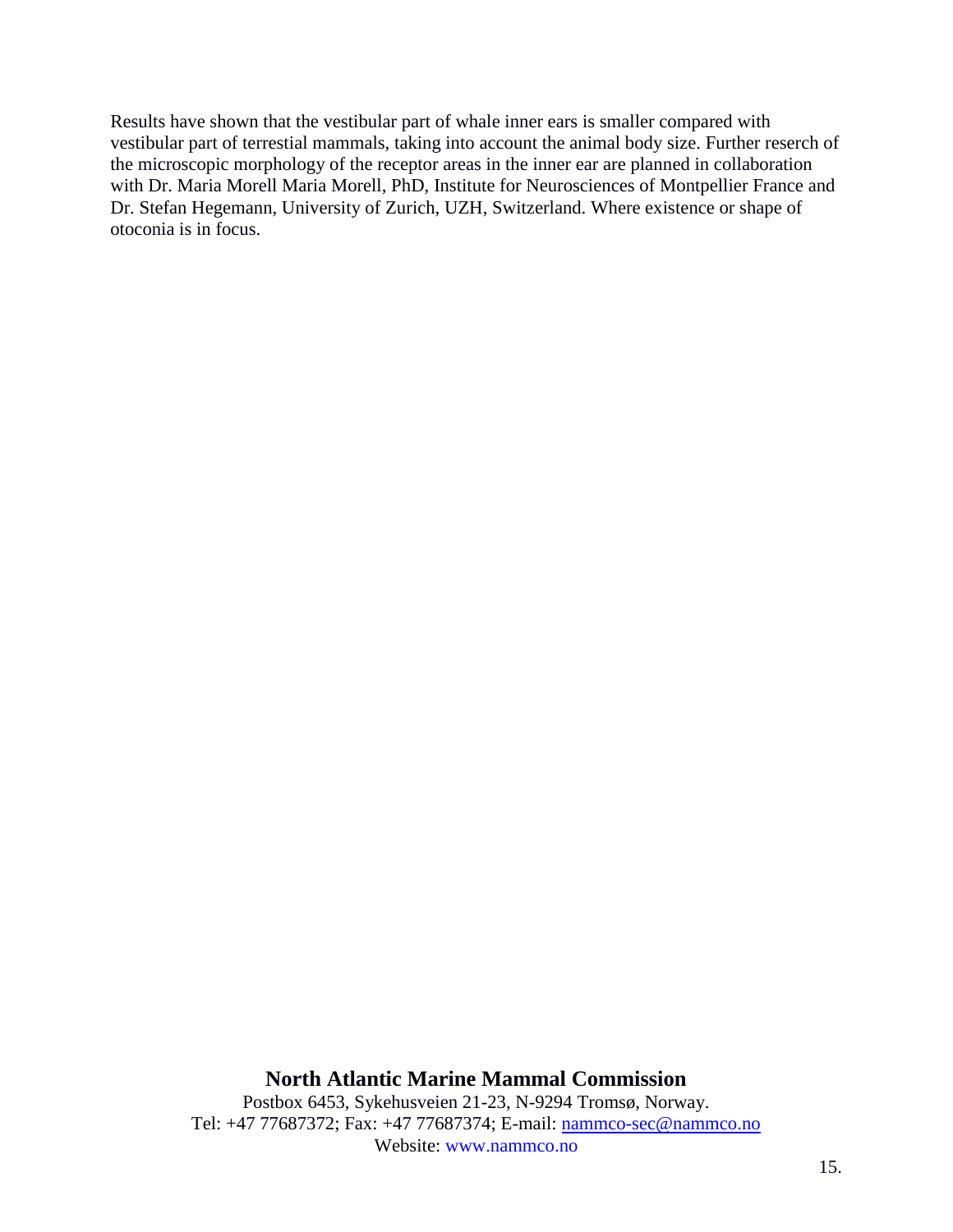Results have shown that the vestibular part of whale inner ears is smaller compared with vestibular part of terrestial mammals, taking into account the animal body size. Further reserch of the microscopic morphology of the receptor areas in the inner ear are planned in collaboration with Dr. Maria Morell Maria Morell, PhD, Institute for Neurosciences of Montpellier France and Dr. Stefan Hegemann, University of Zurich, UZH, Switzerland. Where existence or shape of otoconia is in focus.